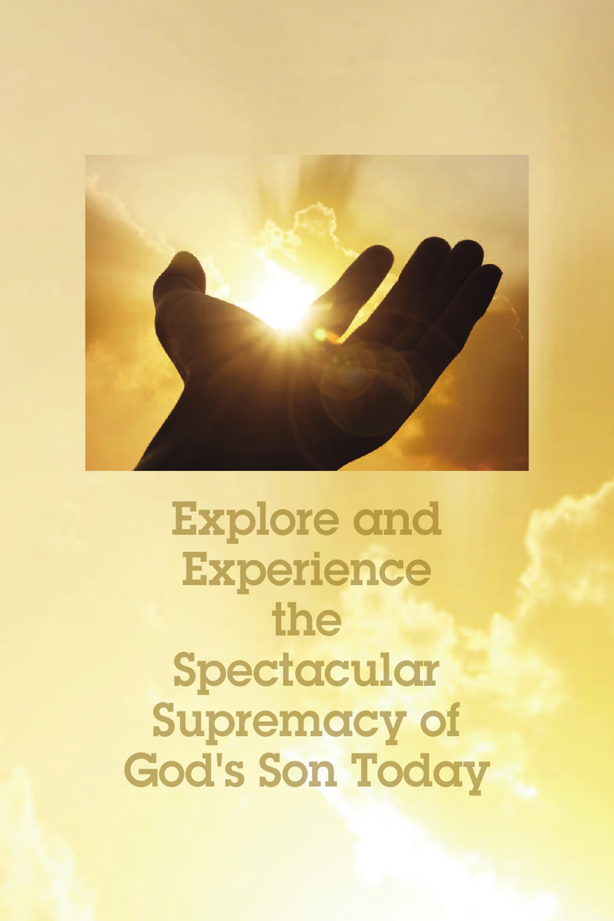# Explore and Experience the Spectacular Supremacy of God's Son Today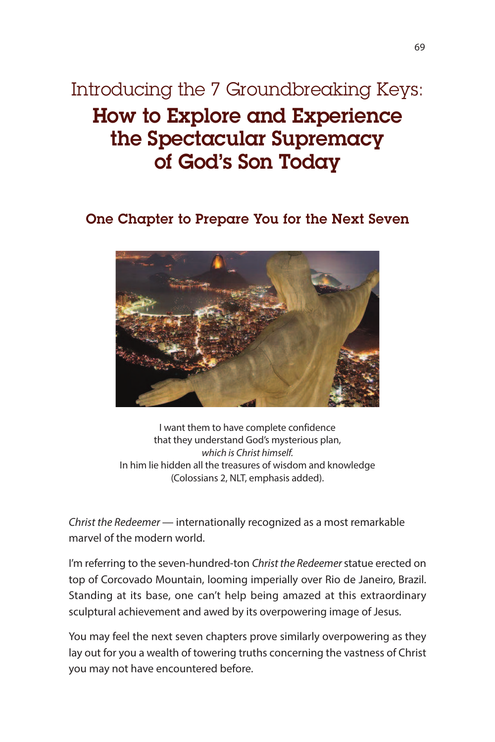Introducing the 7 Groundbreaking Keys:

# How to Explore and Experience the Spectacular Supremacy of God's Son Today

## One Chapter to Prepare You for the Next Seven

I want them to have complete confidence
that they understand God's mysterious plan,
*which is Christ himself.*
In him lie hidden all the treasures of wisdom and knowledge
(Colossians 2, NLT, emphasis added).

*Christ the Redeemer* — internationally recognized as a most remarkable marvel of the modern world.

I'm referring to the seven-hundred-ton *Christ the Redeemer* statue erected on top of Corcovado Mountain, looming imperially over Rio de Janeiro, Brazil. Standing at its base, one can't help being amazed at this extraordinary sculptural achievement and awed by its overpowering image of Jesus.

You may feel the next seven chapters prove similarly overpowering as they lay out for you a wealth of towering truths concerning the vastness of Christ you may not have encountered before.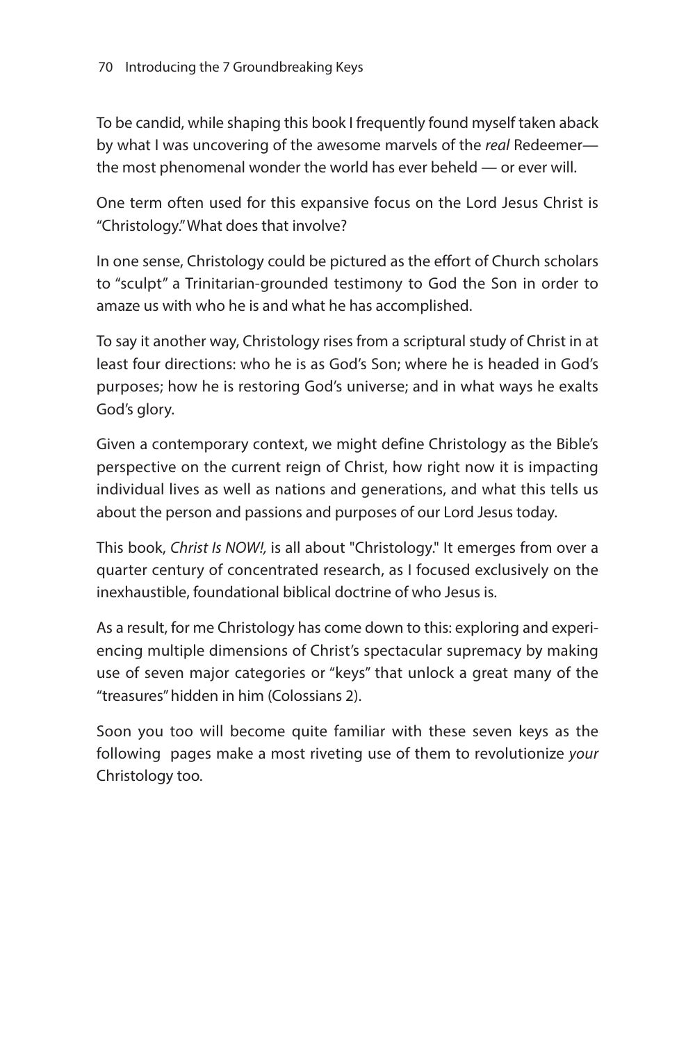To be candid, while shaping this book I frequently found myself taken aback by what I was uncovering of the awesome marvels of the *real* Redeemer—the most phenomenal wonder the world has ever beheld — or ever will.

One term often used for this expansive focus on the Lord Jesus Christ is "Christology." What does that involve?

In one sense, Christology could be pictured as the effort of Church scholars to "sculpt" a Trinitarian-grounded testimony to God the Son in order to amaze us with who he is and what he has accomplished.

To say it another way, Christology rises from a scriptural study of Christ in at least four directions: who he is as God's Son; where he is headed in God's purposes; how he is restoring God's universe; and in what ways he exalts God's glory.

Given a contemporary context, we might define Christology as the Bible's perspective on the current reign of Christ, how right now it is impacting individual lives as well as nations and generations, and what this tells us about the person and passions and purposes of our Lord Jesus today.

This book, *Christ Is NOW!,* is all about "Christology." It emerges from over a quarter century of concentrated research, as I focused exclusively on the inexhaustible, foundational biblical doctrine of who Jesus is.

As a result, for me Christology has come down to this: exploring and experiencing multiple dimensions of Christ's spectacular supremacy by making use of seven major categories or "keys" that unlock a great many of the "treasures" hidden in him (Colossians 2).

Soon you too will become quite familiar with these seven keys as the following pages make a most riveting use of them to revolutionize *your* Christology too.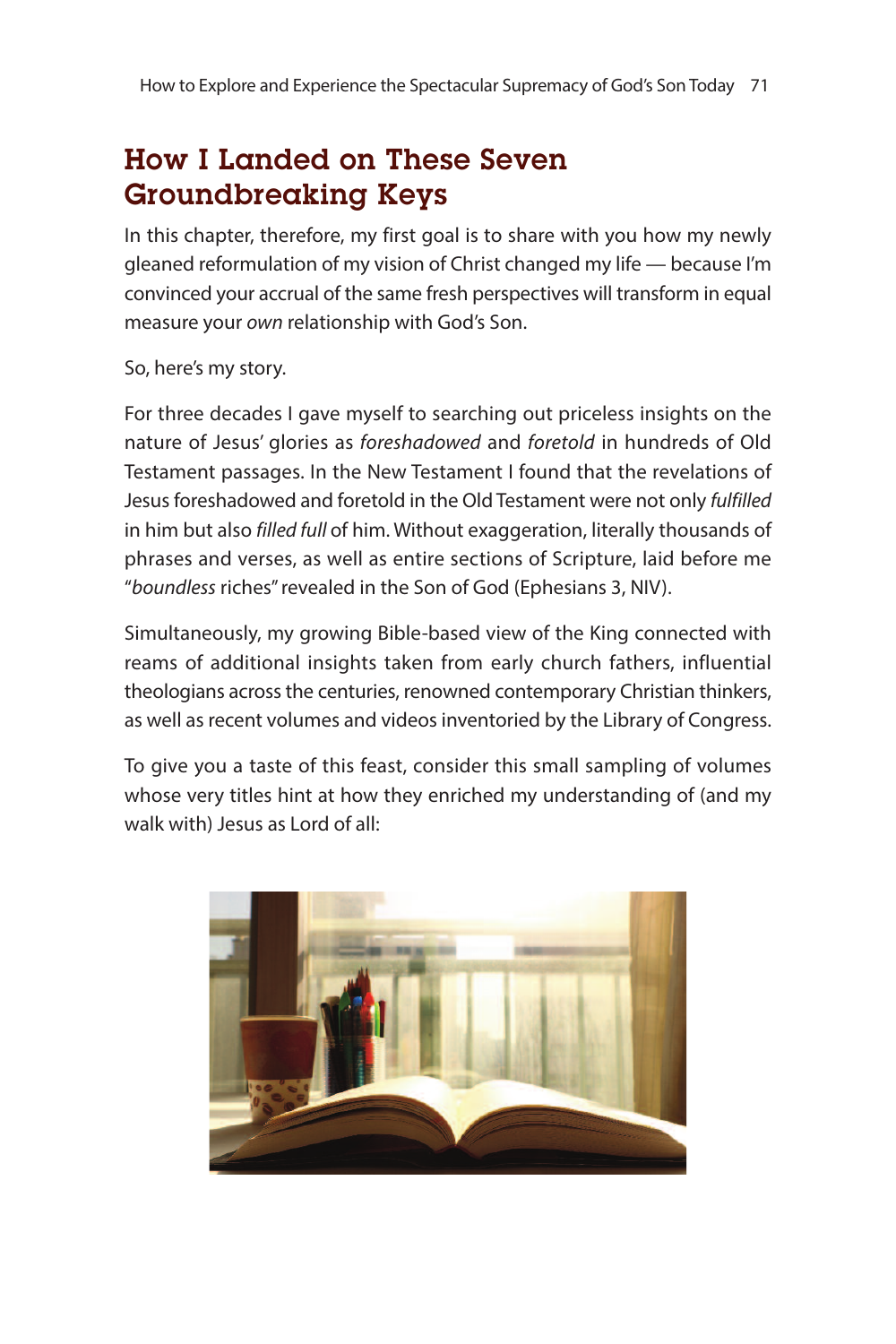## How I Landed on These Seven Groundbreaking Keys

In this chapter, therefore, my first goal is to share with you how my newly gleaned reformulation of my vision of Christ changed my life — because I'm convinced your accrual of the same fresh perspectives will transform in equal measure your *own* relationship with God's Son.

So, here's my story.

For three decades I gave myself to searching out priceless insights on the nature of Jesus' glories as *foreshadowed* and *foretold* in hundreds of Old Testament passages. In the New Testament I found that the revelations of Jesus foreshadowed and foretold in the Old Testament were not only *fulfilled* in him but also *filled full* of him. Without exaggeration, literally thousands of phrases and verses, as well as entire sections of Scripture, laid before me "*boundless* riches" revealed in the Son of God (Ephesians 3, NIV).

Simultaneously, my growing Bible-based view of the King connected with reams of additional insights taken from early church fathers, influential theologians across the centuries, renowned contemporary Christian thinkers, as well as recent volumes and videos inventoried by the Library of Congress.

To give you a taste of this feast, consider this small sampling of volumes whose very titles hint at how they enriched my understanding of (and my walk with) Jesus as Lord of all: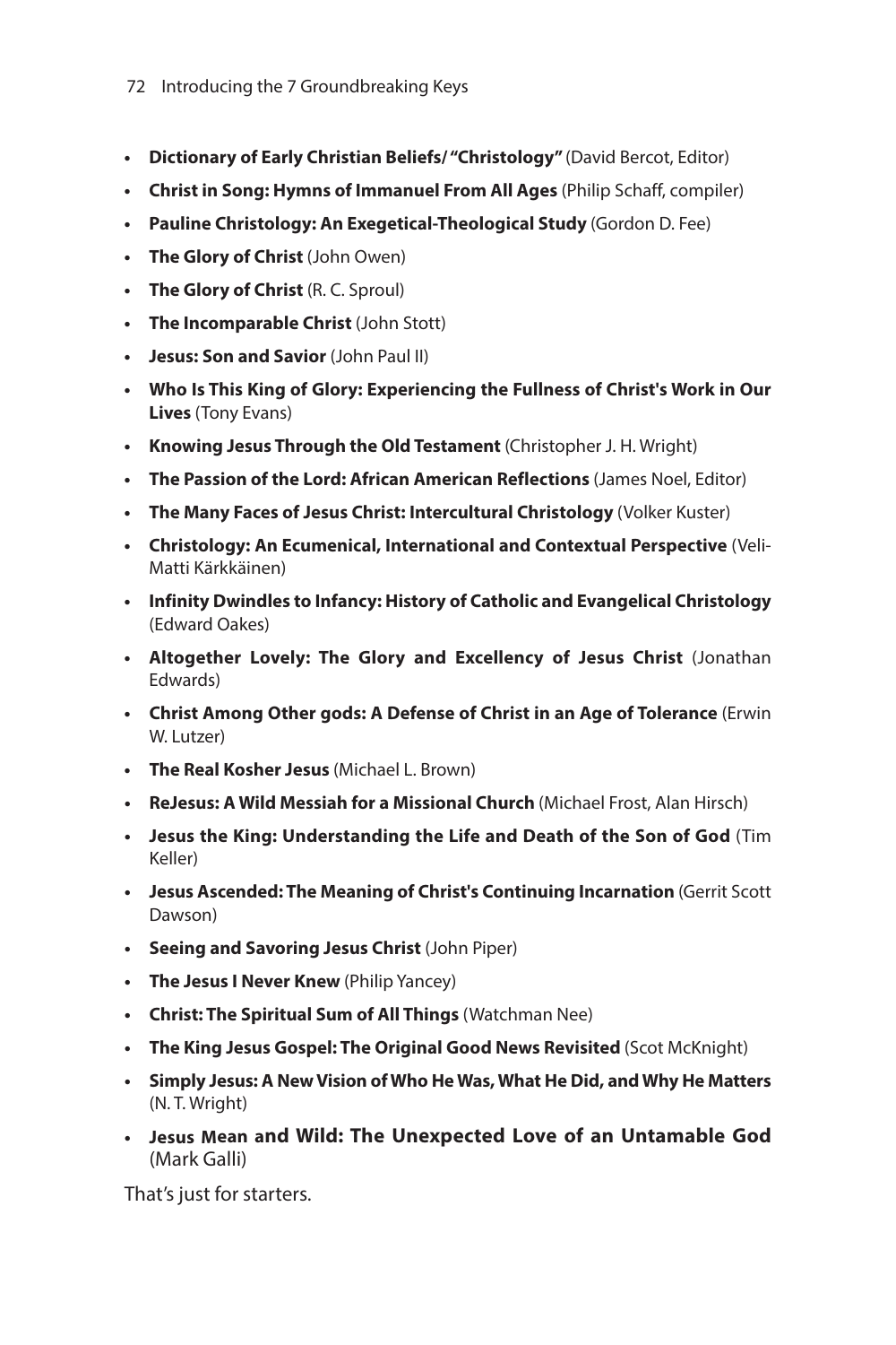- **Dictionary of Early Christian Beliefs/ "Christology"** (David Bercot, Editor)
- **Christ in Song: Hymns of Immanuel From All Ages** (Philip Schaff, compiler)
- **Pauline Christology: An Exegetical-Theological Study** (Gordon D. Fee)
- **The Glory of Christ** (John Owen)
- **The Glory of Christ** (R. C. Sproul)
- **The Incomparable Christ** (John Stott)
- **Jesus: Son and Savior** (John Paul II)
- **Who Is This King of Glory: Experiencing the Fullness of Christ's Work in Our Lives** (Tony Evans)
- **Knowing Jesus Through the Old Testament** (Christopher J. H. Wright)
- **The Passion of the Lord: African American Reflections** (James Noel, Editor)
- **The Many Faces of Jesus Christ: Intercultural Christology** (Volker Kuster)
- **Christology: An Ecumenical, International and Contextual Perspective** (Veli-Matti Kärkkäinen)
- **Infinity Dwindles to Infancy: History of Catholic and Evangelical Christology** (Edward Oakes)
- **Altogether Lovely: The Glory and Excellency of Jesus Christ** (Jonathan Edwards)
- **Christ Among Other gods: A Defense of Christ in an Age of Tolerance** (Erwin W. Lutzer)
- **The Real Kosher Jesus** (Michael L. Brown)
- **ReJesus: A Wild Messiah for a Missional Church** (Michael Frost, Alan Hirsch)
- **Jesus the King: Understanding the Life and Death of the Son of God** (Tim Keller)
- **Jesus Ascended: The Meaning of Christ's Continuing Incarnation** (Gerrit Scott Dawson)
- **Seeing and Savoring Jesus Christ** (John Piper)
- **The Jesus I Never Knew** (Philip Yancey)
- **Christ: The Spiritual Sum of All Things** (Watchman Nee)
- **The King Jesus Gospel: The Original Good News Revisited** (Scot McKnight)
- **Simply Jesus: A New Vision of Who He Was, What He Did, and Why He Matters** (N. T. Wright)
- **Jesus Mean and Wild: The Unexpected Love of an Untamable God** (Mark Galli)

That's just for starters.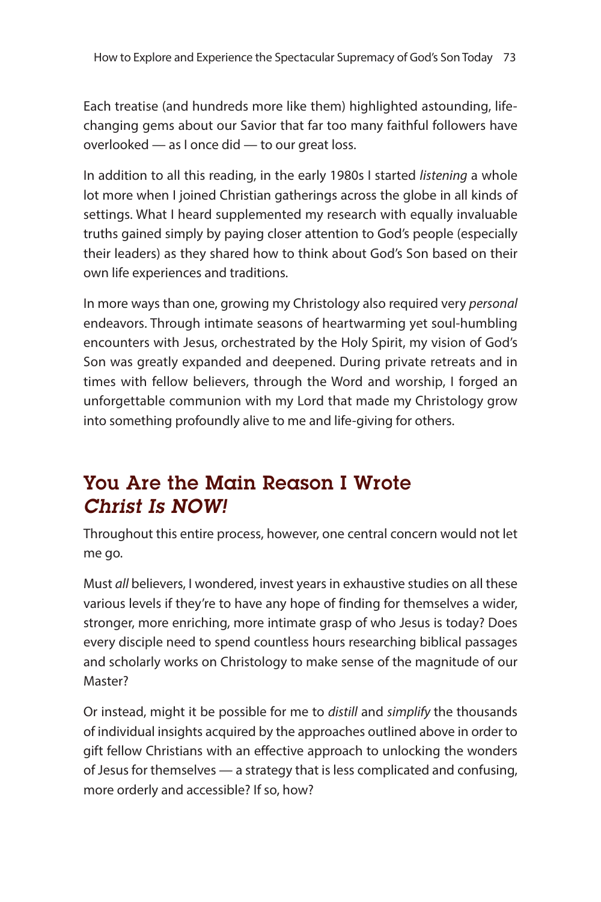Each treatise (and hundreds more like them) highlighted astounding, life-changing gems about our Savior that far too many faithful followers have overlooked — as I once did — to our great loss.

In addition to all this reading, in the early 1980s I started *listening* a whole lot more when I joined Christian gatherings across the globe in all kinds of settings. What I heard supplemented my research with equally invaluable truths gained simply by paying closer attention to God's people (especially their leaders) as they shared how to think about God's Son based on their own life experiences and traditions.

In more ways than one, growing my Christology also required very *personal* endeavors. Through intimate seasons of heartwarming yet soul-humbling encounters with Jesus, orchestrated by the Holy Spirit, my vision of God's Son was greatly expanded and deepened. During private retreats and in times with fellow believers, through the Word and worship, I forged an unforgettable communion with my Lord that made my Christology grow into something profoundly alive to me and life-giving for others.

## You Are the Main Reason I Wrote *Christ Is NOW!*

Throughout this entire process, however, one central concern would not let me go.

Must *all* believers, I wondered, invest years in exhaustive studies on all these various levels if they're to have any hope of finding for themselves a wider, stronger, more enriching, more intimate grasp of who Jesus is today? Does every disciple need to spend countless hours researching biblical passages and scholarly works on Christology to make sense of the magnitude of our Master?

Or instead, might it be possible for me to *distill* and *simplify* the thousands of individual insights acquired by the approaches outlined above in order to gift fellow Christians with an effective approach to unlocking the wonders of Jesus for themselves — a strategy that is less complicated and confusing, more orderly and accessible? If so, how?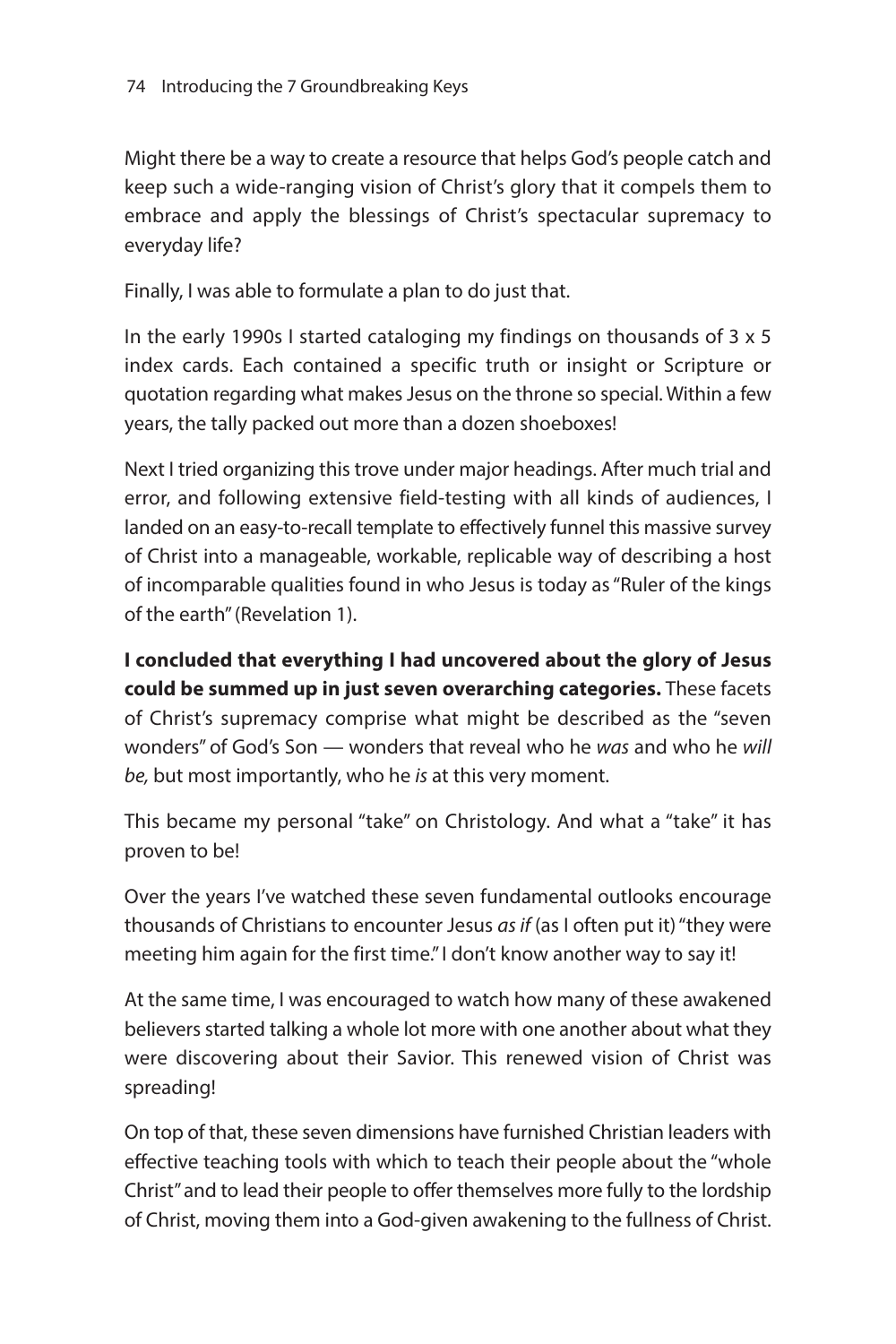Might there be a way to create a resource that helps God's people catch and keep such a wide-ranging vision of Christ's glory that it compels them to embrace and apply the blessings of Christ's spectacular supremacy to everyday life?

Finally, I was able to formulate a plan to do just that.

In the early 1990s I started cataloging my findings on thousands of 3 x 5 index cards. Each contained a specific truth or insight or Scripture or quotation regarding what makes Jesus on the throne so special. Within a few years, the tally packed out more than a dozen shoeboxes!

Next I tried organizing this trove under major headings. After much trial and error, and following extensive field-testing with all kinds of audiences, I landed on an easy-to-recall template to effectively funnel this massive survey of Christ into a manageable, workable, replicable way of describing a host of incomparable qualities found in who Jesus is today as "Ruler of the kings of the earth" (Revelation 1).

**I concluded that everything I had uncovered about the glory of Jesus could be summed up in just seven overarching categories.** These facets of Christ's supremacy comprise what might be described as the "seven wonders" of God's Son — wonders that reveal who he *was* and who he *will be,* but most importantly, who he *is* at this very moment.

This became my personal "take" on Christology. And what a "take" it has proven to be!

Over the years I've watched these seven fundamental outlooks encourage thousands of Christians to encounter Jesus *as if* (as I often put it) "they were meeting him again for the first time." I don't know another way to say it!

At the same time, I was encouraged to watch how many of these awakened believers started talking a whole lot more with one another about what they were discovering about their Savior. This renewed vision of Christ was spreading!

On top of that, these seven dimensions have furnished Christian leaders with effective teaching tools with which to teach their people about the "whole Christ" and to lead their people to offer themselves more fully to the lordship of Christ, moving them into a God-given awakening to the fullness of Christ.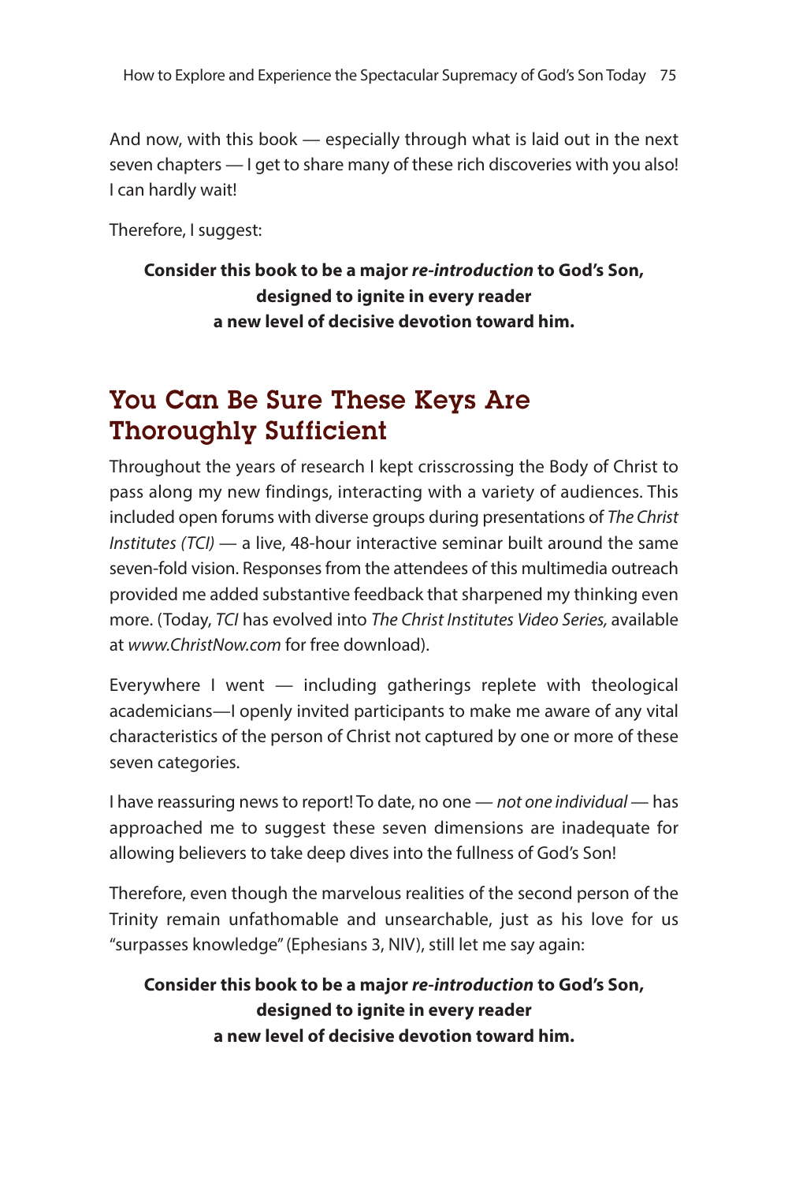And now, with this book — especially through what is laid out in the next seven chapters — I get to share many of these rich discoveries with you also! I can hardly wait!

Therefore, I suggest:

> **Consider this book to be a major *re-introduction* to God's Son, designed to ignite in every reader a new level of decisive devotion toward him.**

## You Can Be Sure These Keys Are Thoroughly Sufficient

Throughout the years of research I kept crisscrossing the Body of Christ to pass along my new findings, interacting with a variety of audiences. This included open forums with diverse groups during presentations of *The Christ Institutes (TCI)* — a live, 48-hour interactive seminar built around the same seven-fold vision. Responses from the attendees of this multimedia outreach provided me added substantive feedback that sharpened my thinking even more. (Today, *TCI* has evolved into *The Christ Institutes Video Series,* available at *www.ChristNow.com* for free download).

Everywhere I went — including gatherings replete with theological academicians—I openly invited participants to make me aware of any vital characteristics of the person of Christ not captured by one or more of these seven categories.

I have reassuring news to report! To date, no one — *not one individual* — has approached me to suggest these seven dimensions are inadequate for allowing believers to take deep dives into the fullness of God's Son!

Therefore, even though the marvelous realities of the second person of the Trinity remain unfathomable and unsearchable, just as his love for us "surpasses knowledge" (Ephesians 3, NIV), still let me say again:

> **Consider this book to be a major *re-introduction* to God's Son, designed to ignite in every reader a new level of decisive devotion toward him.**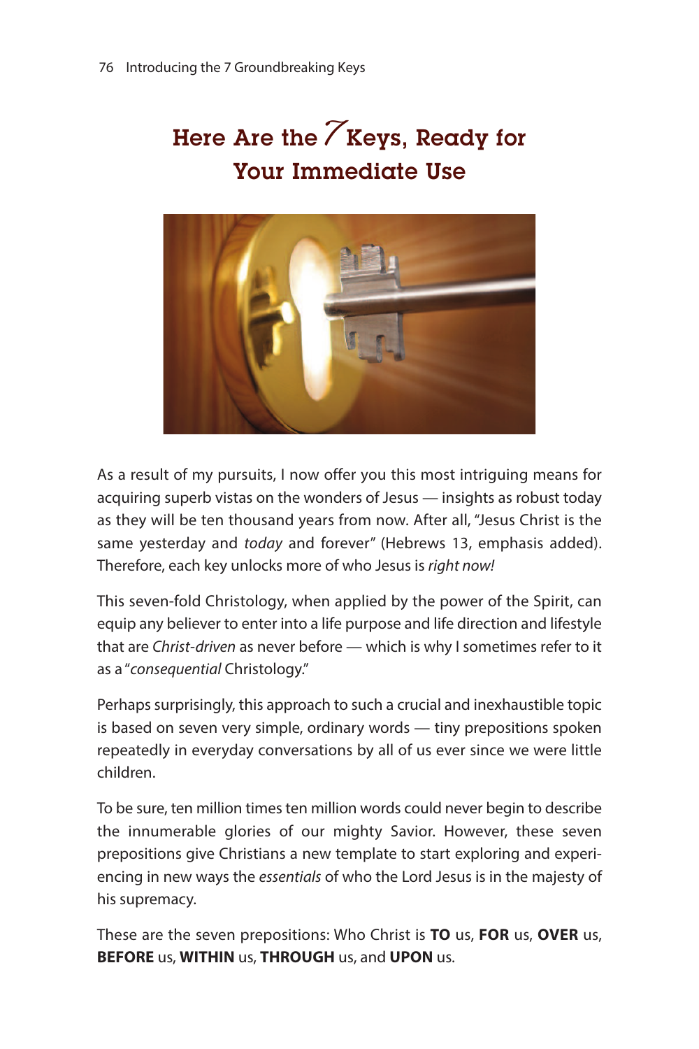# Here Are the 7 Keys, Ready for Your Immediate Use

As a result of my pursuits, I now offer you this most intriguing means for acquiring superb vistas on the wonders of Jesus — insights as robust today as they will be ten thousand years from now. After all, "Jesus Christ is the same yesterday and *today* and forever" (Hebrews 13, emphasis added). Therefore, each key unlocks more of who Jesus is *right now!*

This seven-fold Christology, when applied by the power of the Spirit, can equip any believer to enter into a life purpose and life direction and lifestyle that are *Christ-driven* as never before — which is why I sometimes refer to it as a "*consequential* Christology."

Perhaps surprisingly, this approach to such a crucial and inexhaustible topic is based on seven very simple, ordinary words — tiny prepositions spoken repeatedly in everyday conversations by all of us ever since we were little children.

To be sure, ten million times ten million words could never begin to describe the innumerable glories of our mighty Savior. However, these seven prepositions give Christians a new template to start exploring and experiencing in new ways the *essentials* of who the Lord Jesus is in the majesty of his supremacy.

These are the seven prepositions: Who Christ is **TO** us, **FOR** us, **OVER** us, **BEFORE** us, **WITHIN** us, **THROUGH** us, and **UPON** us.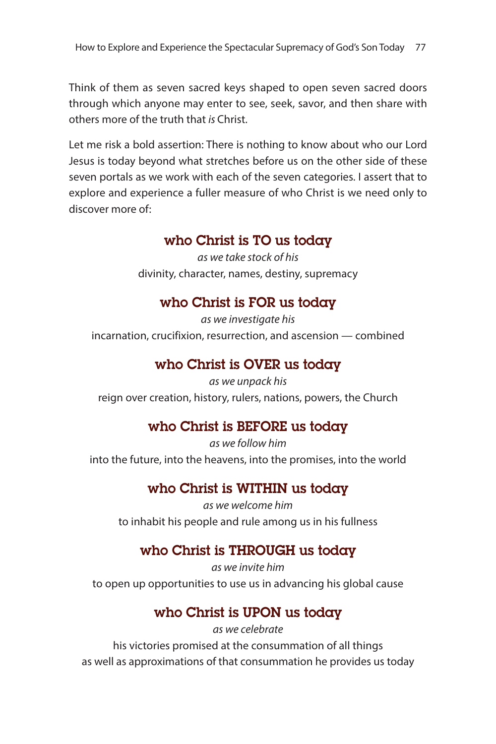Think of them as seven sacred keys shaped to open seven sacred doors through which anyone may enter to see, seek, savor, and then share with others more of the truth that *is* Christ.

Let me risk a bold assertion: There is nothing to know about who our Lord Jesus is today beyond what stretches before us on the other side of these seven portals as we work with each of the seven categories. I assert that to explore and experience a fuller measure of who Christ is we need only to discover more of:

### who Christ is TO us today

*as we take stock of his*
divinity, character, names, destiny, supremacy

### who Christ is FOR us today

*as we investigate his*
incarnation, crucifixion, resurrection, and ascension — combined

### who Christ is OVER us today

*as we unpack his*
reign over creation, history, rulers, nations, powers, the Church

### who Christ is BEFORE us today

*as we follow him*
into the future, into the heavens, into the promises, into the world

### who Christ is WITHIN us today

*as we welcome him*
to inhabit his people and rule among us in his fullness

### who Christ is THROUGH us today

*as we invite him*
to open up opportunities to use us in advancing his global cause

### who Christ is UPON us today

*as we celebrate*
his victories promised at the consummation of all things
as well as approximations of that consummation he provides us today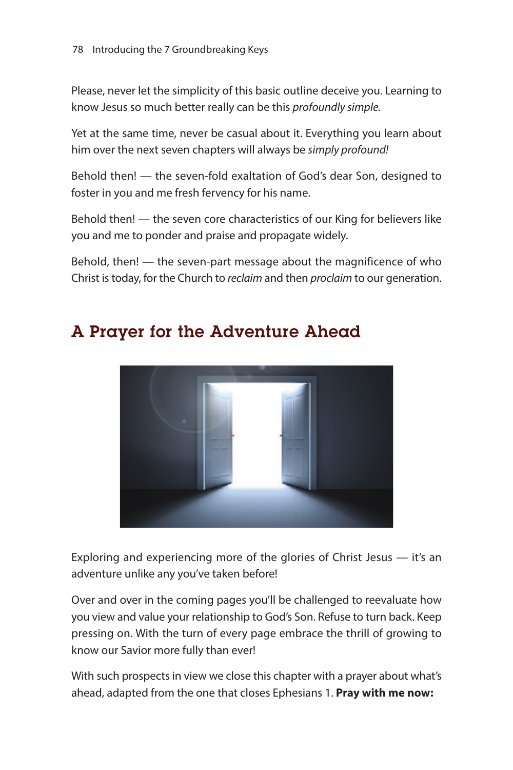Please, never let the simplicity of this basic outline deceive you. Learning to know Jesus so much better really can be this *profoundly simple.*

Yet at the same time, never be casual about it. Everything you learn about him over the next seven chapters will always be *simply profound!*

Behold then! — the seven-fold exaltation of God's dear Son, designed to foster in you and me fresh fervency for his name.

Behold then! — the seven core characteristics of our King for believers like you and me to ponder and praise and propagate widely.

Behold, then! — the seven-part message about the magnificence of who Christ is today, for the Church to *reclaim* and then *proclaim* to our generation.

## A Prayer for the Adventure Ahead

Exploring and experiencing more of the glories of Christ Jesus — it's an adventure unlike any you've taken before!

Over and over in the coming pages you'll be challenged to reevaluate how you view and value your relationship to God's Son. Refuse to turn back. Keep pressing on. With the turn of every page embrace the thrill of growing to know our Savior more fully than ever!

With such prospects in view we close this chapter with a prayer about what's ahead, adapted from the one that closes Ephesians 1. **Pray with me now:**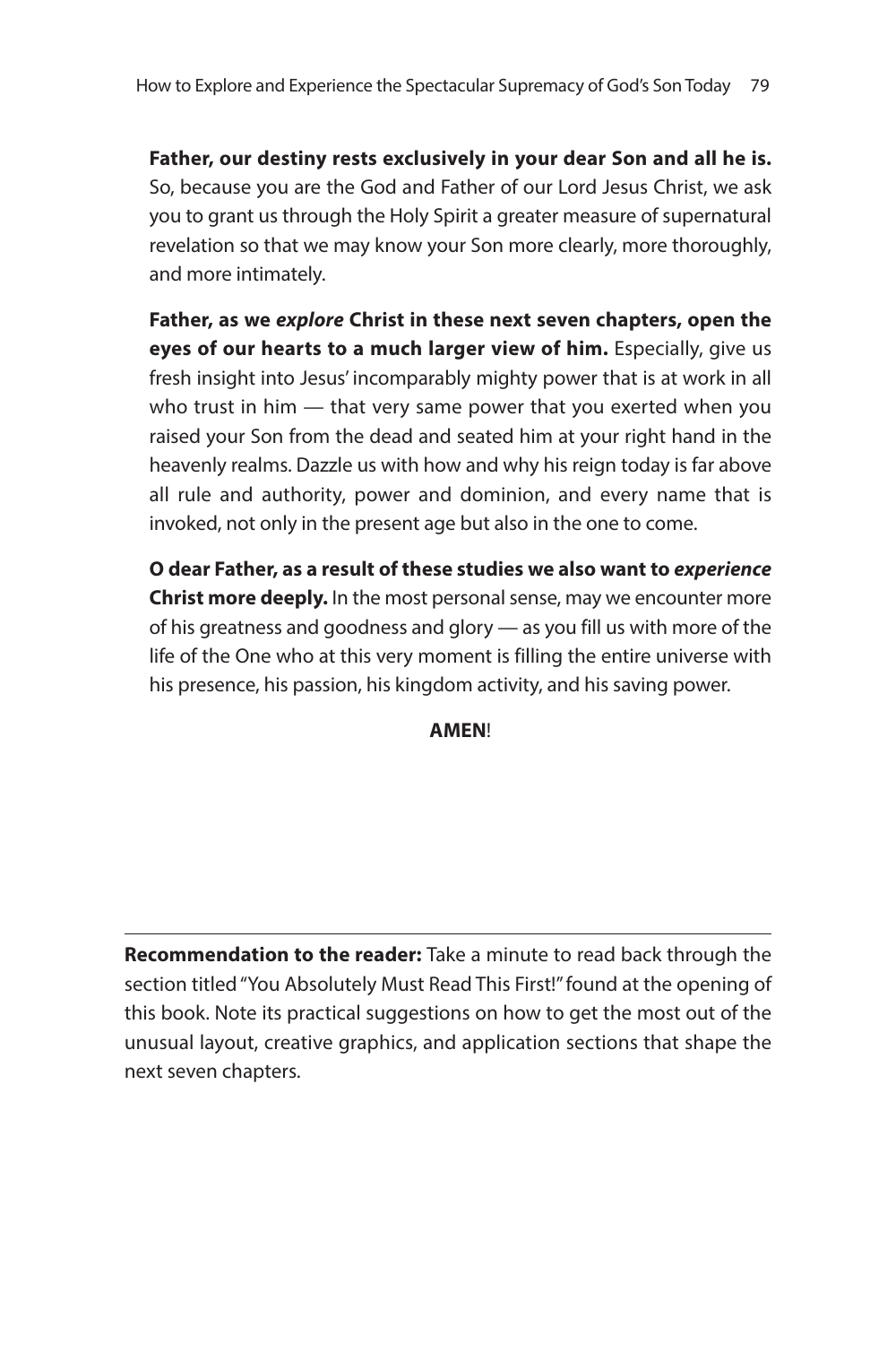**Father, our destiny rests exclusively in your dear Son and all he is.** So, because you are the God and Father of our Lord Jesus Christ, we ask you to grant us through the Holy Spirit a greater measure of supernatural revelation so that we may know your Son more clearly, more thoroughly, and more intimately.

**Father, as we *explore* Christ in these next seven chapters, open the eyes of our hearts to a much larger view of him.** Especially, give us fresh insight into Jesus' incomparably mighty power that is at work in all who trust in him — that very same power that you exerted when you raised your Son from the dead and seated him at your right hand in the heavenly realms. Dazzle us with how and why his reign today is far above all rule and authority, power and dominion, and every name that is invoked, not only in the present age but also in the one to come.

**O dear Father, as a result of these studies we also want to *experience* Christ more deeply.** In the most personal sense, may we encounter more of his greatness and goodness and glory — as you fill us with more of the life of the One who at this very moment is filling the entire universe with his presence, his passion, his kingdom activity, and his saving power.

**AMEN**!

---

**Recommendation to the reader:** Take a minute to read back through the section titled "You Absolutely Must Read This First!" found at the opening of this book. Note its practical suggestions on how to get the most out of the unusual layout, creative graphics, and application sections that shape the next seven chapters.